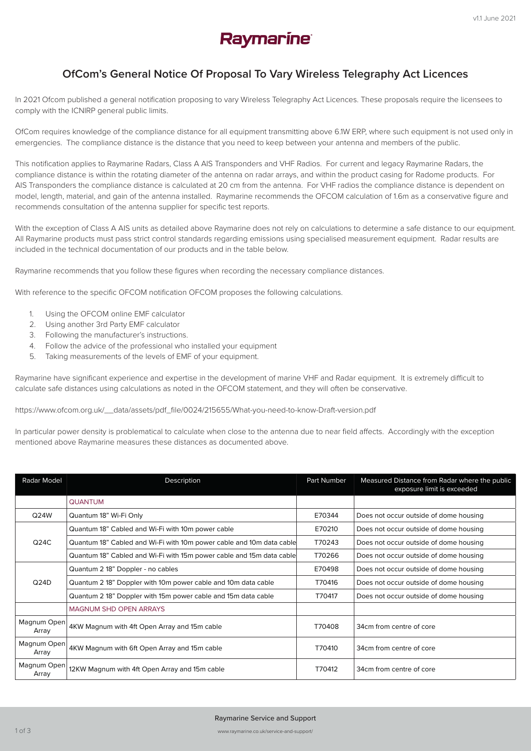# OfCom's General Notice Of Proposal To Vary Wireless Telegraphy Act Licences

In 2021 Ofcom published a general notification proposing to vary Wireless Telegraphy Act Licences. These proposals require the licensees to comply with the ICNIRP general public limits.

OfCom requires knowledge of the compliance distance for all equipment transmitting above 6.1W ERP, where such equipment is not used only in emergencies. The compliance distance is the distance that you need to keep between your antenna and members of the public.

This notification applies to Raymarine Radars, Class A AIS Transponders and VHF Radios. For current and legacy Raymarine Radars, the compliance distance is within the rotating diameter of the antenna on radar arrays, and within the product casing for Radome products. For AIS Transponders the compliance distance is calculated at 20 cm from the antenna. For VHF radios the compliance distance is dependent on model, length, material, and gain of the antenna installed. Raymarine recommends the OFCOM calculation of 1.6m as a conservative figure and recommends consultation of the antenna supplier for specific test reports.

With the exception of Class A AIS units as detailed above Raymarine does not rely on calculations to determine a safe distance to our equipment. All Raymarine products must pass strict control standards regarding emissions using specialised measurement equipment. Radar results are included in the technical documentation of our products and in the table below.

Raymarine recommends that you follow these figures when recording the necessary compliance distances.

With reference to the specific OFCOM notification OFCOM proposes the following calculations.

1. Using the OFCOM online EMF calculator
2. Using another 3rd Party EMF calculator
3. Following the manufacturer's instructions.
4. Follow the advice of the professional who installed your equipment
5. Taking measurements of the levels of EMF of your equipment.

Raymarine have significant experience and expertise in the development of marine VHF and Radar equipment. It is extremely difficult to calculate safe distances using calculations as noted in the OFCOM statement, and they will often be conservative.

https://www.ofcom.org.uk/__data/assets/pdf_file/0024/215655/What-you-need-to-know-Draft-version.pdf

In particular power density is problematical to calculate when close to the antenna due to near field affects. Accordingly with the exception mentioned above Raymarine measures these distances as documented above.

| Radar Model | Description | Part Number | Measured Distance from Radar where the public exposure limit is exceeded |
|---|---|---|---|
| | QUANTUM | | |
| Q24W | Quantum 18" Wi-Fi Only | E70344 | Does not occur outside of dome housing |
| Q24C | Quantum 18" Cabled and Wi-Fi with 10m power cable | E70210 | Does not occur outside of dome housing |
| | Quantum 18" Cabled and Wi-Fi with 10m power cable and 10m data cable | T70243 | Does not occur outside of dome housing |
| | Quantum 18" Cabled and Wi-Fi with 15m power cable and 15m data cable | T70266 | Does not occur outside of dome housing |
| Q24D | Quantum 2 18" Doppler - no cables | E70498 | Does not occur outside of dome housing |
| | Quantum 2 18" Doppler with 10m power cable and 10m data cable | T70416 | Does not occur outside of dome housing |
| | Quantum 2 18" Doppler with 15m power cable and 15m data cable | T70417 | Does not occur outside of dome housing |
| | MAGNUM SHD OPEN ARRAYS | | |
| Magnum Open Array | 4KW Magnum with 4ft Open Array and 15m cable | T70408 | 34cm from centre of core |
| Magnum Open Array | 4KW Magnum with 6ft Open Array and 15m cable | T70410 | 34cm from centre of core |
| Magnum Open Array | 12KW Magnum with 4ft Open Array and 15m cable | T70412 | 34cm from centre of core |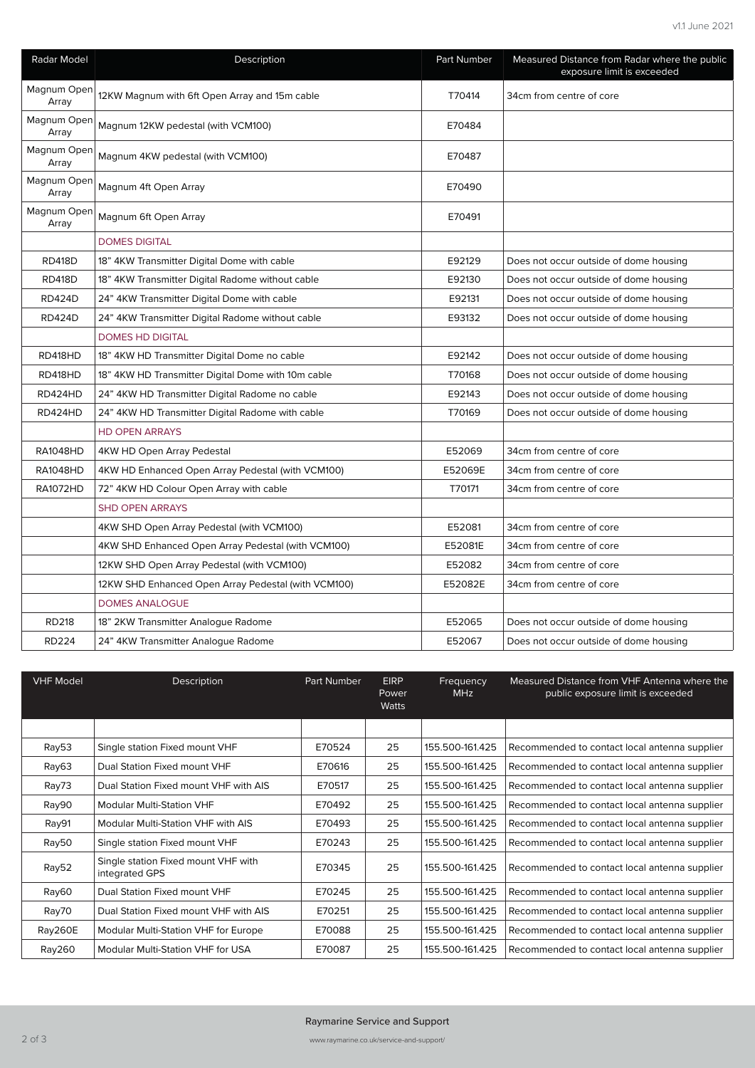| Radar Model | Description | Part Number | Measured Distance from Radar where the public exposure limit is exceeded |
|---|---|---|---|
| Magnum Open Array | 12KW Magnum with 6ft Open Array and 15m cable | T70414 | 34cm from centre of core |
| Magnum Open Array | Magnum 12KW pedestal (with VCM100) | E70484 | |
| Magnum Open Array | Magnum 4KW pedestal (with VCM100) | E70487 | |
| Magnum Open Array | Magnum 4ft Open Array | E70490 | |
| Magnum Open Array | Magnum 6ft Open Array | E70491 | |
| | DOMES DIGITAL | | |
| RD418D | 18" 4KW Transmitter Digital Dome with cable | E92129 | Does not occur outside of dome housing |
| RD418D | 18" 4KW Transmitter Digital Radome without cable | E92130 | Does not occur outside of dome housing |
| RD424D | 24" 4KW Transmitter Digital Dome with cable | E92131 | Does not occur outside of dome housing |
| RD424D | 24" 4KW Transmitter Digital Radome without cable | E93132 | Does not occur outside of dome housing |
| | DOMES HD DIGITAL | | |
| RD418HD | 18" 4KW HD Transmitter Digital Dome no cable | E92142 | Does not occur outside of dome housing |
| RD418HD | 18" 4KW HD Transmitter Digital Dome with 10m cable | T70168 | Does not occur outside of dome housing |
| RD424HD | 24" 4KW HD Transmitter Digital Radome no cable | E92143 | Does not occur outside of dome housing |
| RD424HD | 24" 4KW HD Transmitter Digital Radome with cable | T70169 | Does not occur outside of dome housing |
| | HD OPEN ARRAYS | | |
| RA1048HD | 4KW HD Open Array Pedestal | E52069 | 34cm from centre of core |
| RA1048HD | 4KW HD Enhanced Open Array Pedestal (with VCM100) | E52069E | 34cm from centre of core |
| RA1072HD | 72" 4KW HD Colour Open Array with cable | T70171 | 34cm from centre of core |
| | SHD OPEN ARRAYS | | |
| | 4KW SHD Open Array Pedestal (with VCM100) | E52081 | 34cm from centre of core |
| | 4KW SHD Enhanced Open Array Pedestal (with VCM100) | E52081E | 34cm from centre of core |
| | 12KW SHD Open Array Pedestal (with VCM100) | E52082 | 34cm from centre of core |
| | 12KW SHD Enhanced Open Array Pedestal (with VCM100) | E52082E | 34cm from centre of core |
| | DOMES ANALOGUE | | |
| RD218 | 18" 2KW Transmitter Analogue Radome | E52065 | Does not occur outside of dome housing |
| RD224 | 24" 4KW Transmitter Analogue Radome | E52067 | Does not occur outside of dome housing |

| VHF Model | Description | Part Number | EIRP Power Watts | Frequency MHz | Measured Distance from VHF Antenna where the public exposure limit is exceeded |
|---|---|---|---|---|---|
| | | | | | |
| Ray53 | Single station Fixed mount VHF | E70524 | 25 | 155.500-161.425 | Recommended to contact local antenna supplier |
| Ray63 | Dual Station Fixed mount VHF | E70616 | 25 | 155.500-161.425 | Recommended to contact local antenna supplier |
| Ray73 | Dual Station Fixed mount VHF with AIS | E70517 | 25 | 155.500-161.425 | Recommended to contact local antenna supplier |
| Ray90 | Modular Multi-Station VHF | E70492 | 25 | 155.500-161.425 | Recommended to contact local antenna supplier |
| Ray91 | Modular Multi-Station VHF with AIS | E70493 | 25 | 155.500-161.425 | Recommended to contact local antenna supplier |
| Ray50 | Single station Fixed mount VHF | E70243 | 25 | 155.500-161.425 | Recommended to contact local antenna supplier |
| Ray52 | Single station Fixed mount VHF with integrated GPS | E70345 | 25 | 155.500-161.425 | Recommended to contact local antenna supplier |
| Ray60 | Dual Station Fixed mount VHF | E70245 | 25 | 155.500-161.425 | Recommended to contact local antenna supplier |
| Ray70 | Dual Station Fixed mount VHF with AIS | E70251 | 25 | 155.500-161.425 | Recommended to contact local antenna supplier |
| Ray260E | Modular Multi-Station VHF for Europe | E70088 | 25 | 155.500-161.425 | Recommended to contact local antenna supplier |
| Ray260 | Modular Multi-Station VHF for USA | E70087 | 25 | 155.500-161.425 | Recommended to contact local antenna supplier |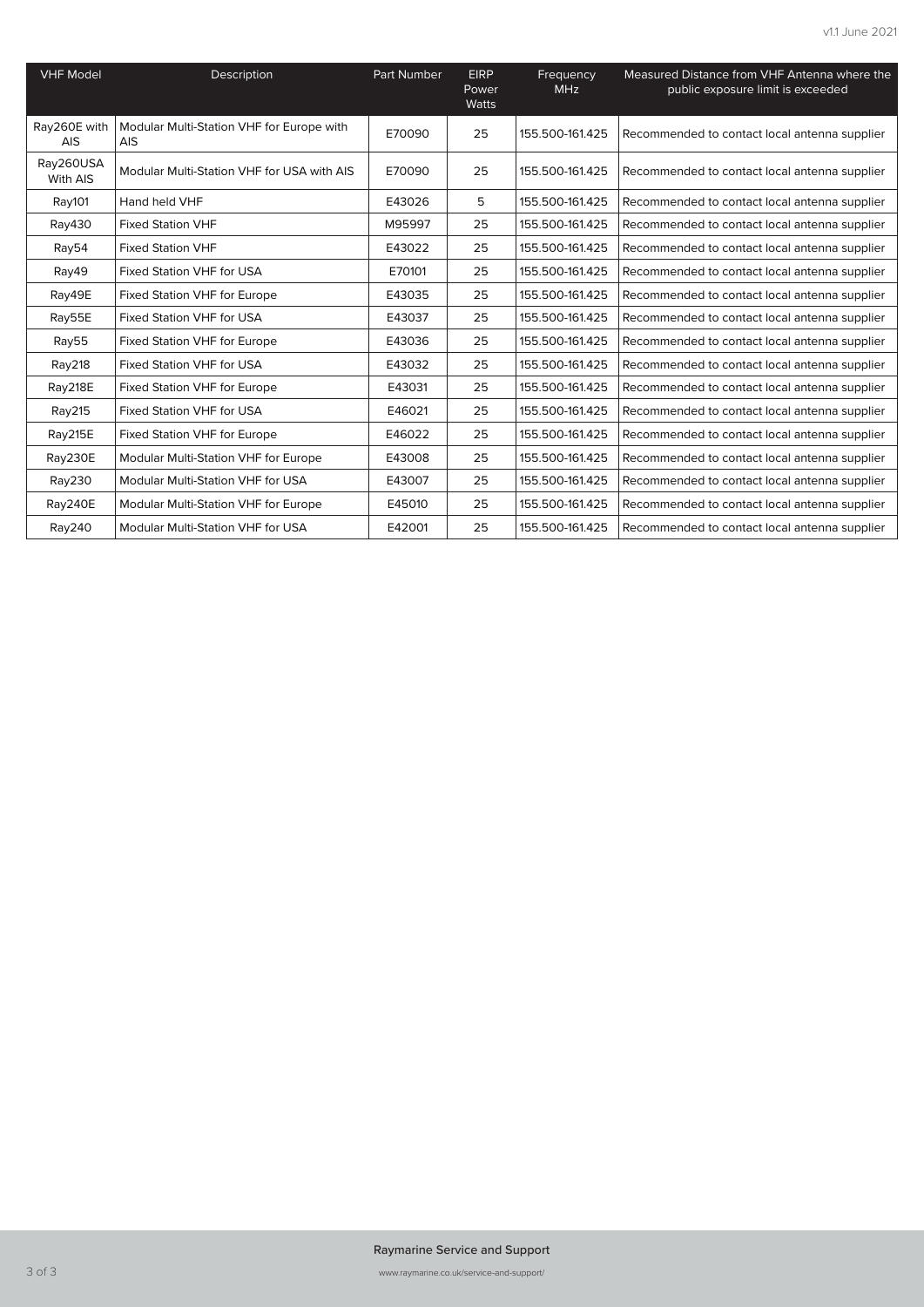| VHF Model | Description | Part Number | EIRP Power Watts | Frequency MHz | Measured Distance from VHF Antenna where the public exposure limit is exceeded |
|---|---|---|---|---|---|
| Ray260E with AIS | Modular Multi-Station VHF for Europe with AIS | E70090 | 25 | 155.500-161.425 | Recommended to contact local antenna supplier |
| Ray260USA With AIS | Modular Multi-Station VHF for USA with AIS | E70090 | 25 | 155.500-161.425 | Recommended to contact local antenna supplier |
| Ray101 | Hand held VHF | E43026 | 5 | 155.500-161.425 | Recommended to contact local antenna supplier |
| Ray430 | Fixed Station VHF | M95997 | 25 | 155.500-161.425 | Recommended to contact local antenna supplier |
| Ray54 | Fixed Station VHF | E43022 | 25 | 155.500-161.425 | Recommended to contact local antenna supplier |
| Ray49 | Fixed Station VHF for USA | E70101 | 25 | 155.500-161.425 | Recommended to contact local antenna supplier |
| Ray49E | Fixed Station VHF for Europe | E43035 | 25 | 155.500-161.425 | Recommended to contact local antenna supplier |
| Ray55E | Fixed Station VHF for USA | E43037 | 25 | 155.500-161.425 | Recommended to contact local antenna supplier |
| Ray55 | Fixed Station VHF for Europe | E43036 | 25 | 155.500-161.425 | Recommended to contact local antenna supplier |
| Ray218 | Fixed Station VHF for USA | E43032 | 25 | 155.500-161.425 | Recommended to contact local antenna supplier |
| Ray218E | Fixed Station VHF for Europe | E43031 | 25 | 155.500-161.425 | Recommended to contact local antenna supplier |
| Ray215 | Fixed Station VHF for USA | E46021 | 25 | 155.500-161.425 | Recommended to contact local antenna supplier |
| Ray215E | Fixed Station VHF for Europe | E46022 | 25 | 155.500-161.425 | Recommended to contact local antenna supplier |
| Ray230E | Modular Multi-Station VHF for Europe | E43008 | 25 | 155.500-161.425 | Recommended to contact local antenna supplier |
| Ray230 | Modular Multi-Station VHF for USA | E43007 | 25 | 155.500-161.425 | Recommended to contact local antenna supplier |
| Ray240E | Modular Multi-Station VHF for Europe | E45010 | 25 | 155.500-161.425 | Recommended to contact local antenna supplier |
| Ray240 | Modular Multi-Station VHF for USA | E42001 | 25 | 155.500-161.425 | Recommended to contact local antenna supplier |